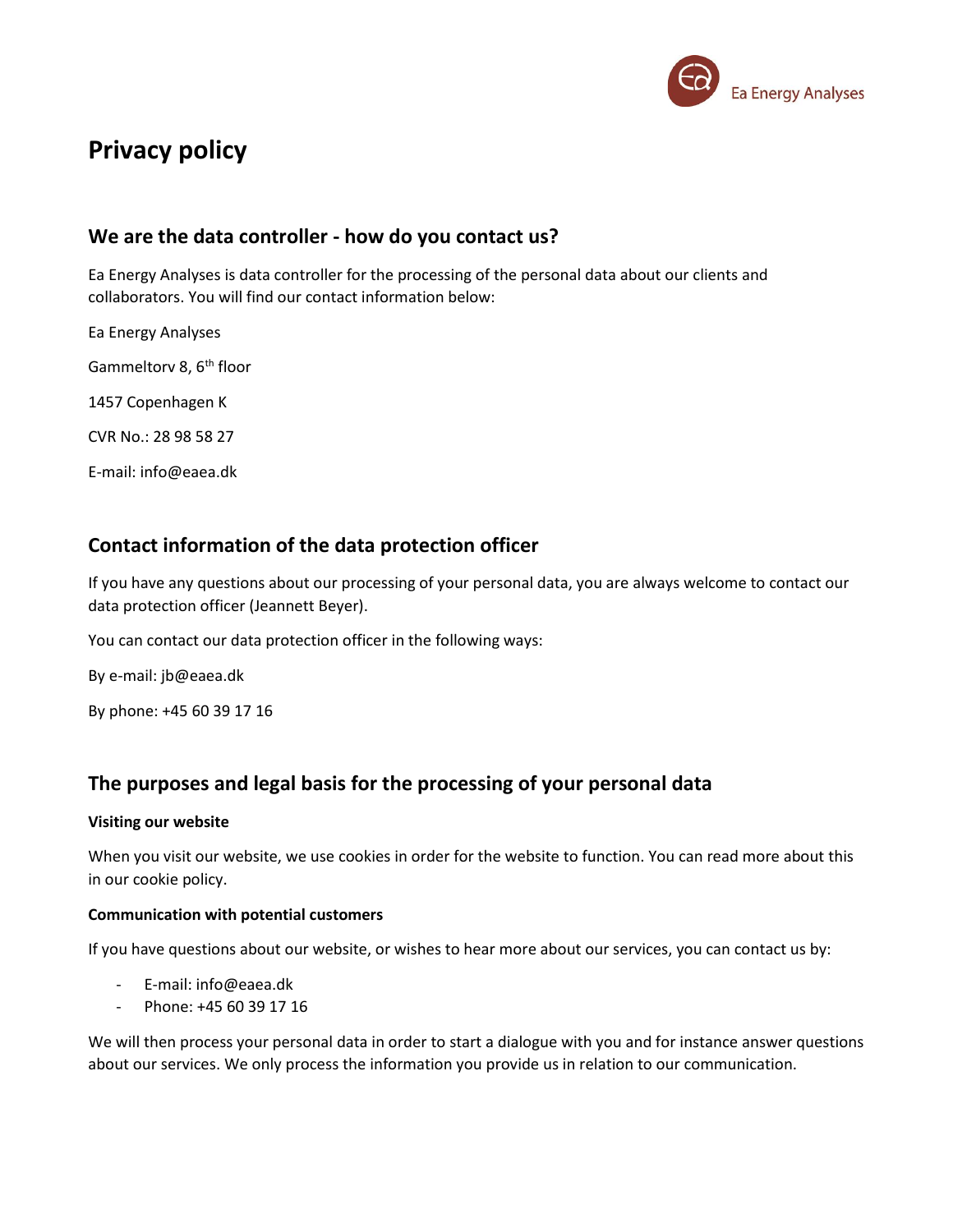# Privacy policy

## We are the data controller - how do you contact us?

Ea Energy Analyses is data controller for the processing of the personal data about our clients and collaborators. You will find our contact information below:

Ea Energy Analyses

Gammeltorv 8, 6th floor

1457 Copenhagen K

CVR No.: 28 98 58 27

E-mail: info@eaea.dk

## Contact information of the data protection officer

If you have any questions about our processing of your personal data, you are always welcome to contact our data protection officer (Jeannett Beyer).

You can contact our data protection officer in the following ways:

By e-mail: jb@eaea.dk

By phone: +45 60 39 17 16

## The purposes and legal basis for the processing of your personal data

**Visiting our website**

When you visit our website, we use cookies in order for the website to function. You can read more about this in our cookie policy.

**Communication with potential customers**

If you have questions about our website, or wishes to hear more about our services, you can contact us by:

- E-mail: info@eaea.dk
- Phone: +45 60 39 17 16

We will then process your personal data in order to start a dialogue with you and for instance answer questions about our services. We only process the information you provide us in relation to our communication.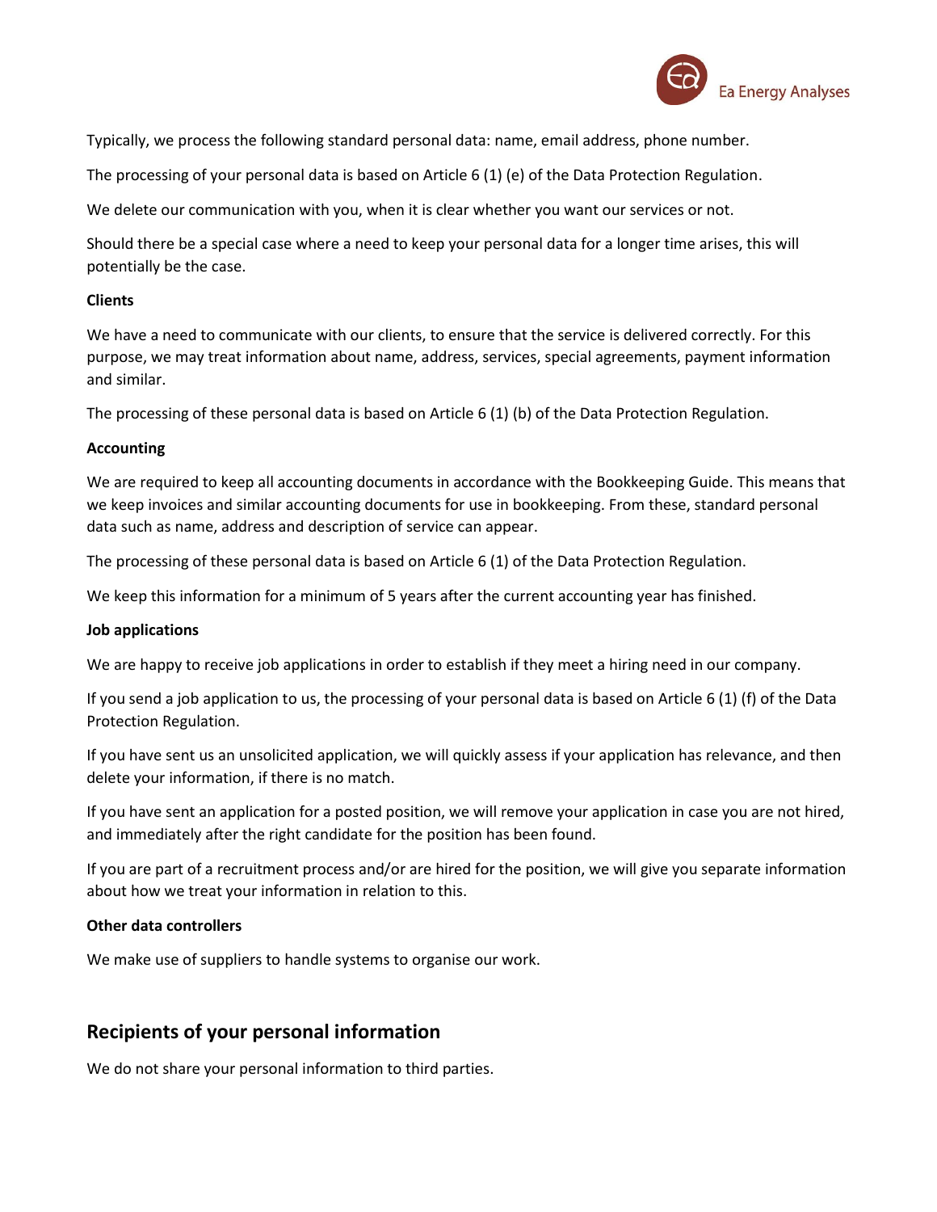Typically, we process the following standard personal data: name, email address, phone number.

The processing of your personal data is based on Article 6 (1) (e) of the Data Protection Regulation.

We delete our communication with you, when it is clear whether you want our services or not.

Should there be a special case where a need to keep your personal data for a longer time arises, this will potentially be the case.

**Clients**

We have a need to communicate with our clients, to ensure that the service is delivered correctly. For this purpose, we may treat information about name, address, services, special agreements, payment information and similar.

The processing of these personal data is based on Article 6 (1) (b) of the Data Protection Regulation.

**Accounting**

We are required to keep all accounting documents in accordance with the Bookkeeping Guide. This means that we keep invoices and similar accounting documents for use in bookkeeping. From these, standard personal data such as name, address and description of service can appear.

The processing of these personal data is based on Article 6 (1) of the Data Protection Regulation.

We keep this information for a minimum of 5 years after the current accounting year has finished.

**Job applications**

We are happy to receive job applications in order to establish if they meet a hiring need in our company.

If you send a job application to us, the processing of your personal data is based on Article 6 (1) (f) of the Data Protection Regulation.

If you have sent us an unsolicited application, we will quickly assess if your application has relevance, and then delete your information, if there is no match.

If you have sent an application for a posted position, we will remove your application in case you are not hired, and immediately after the right candidate for the position has been found.

If you are part of a recruitment process and/or are hired for the position, we will give you separate information about how we treat your information in relation to this.

**Other data controllers**

We make use of suppliers to handle systems to organise our work.

## Recipients of your personal information

We do not share your personal information to third parties.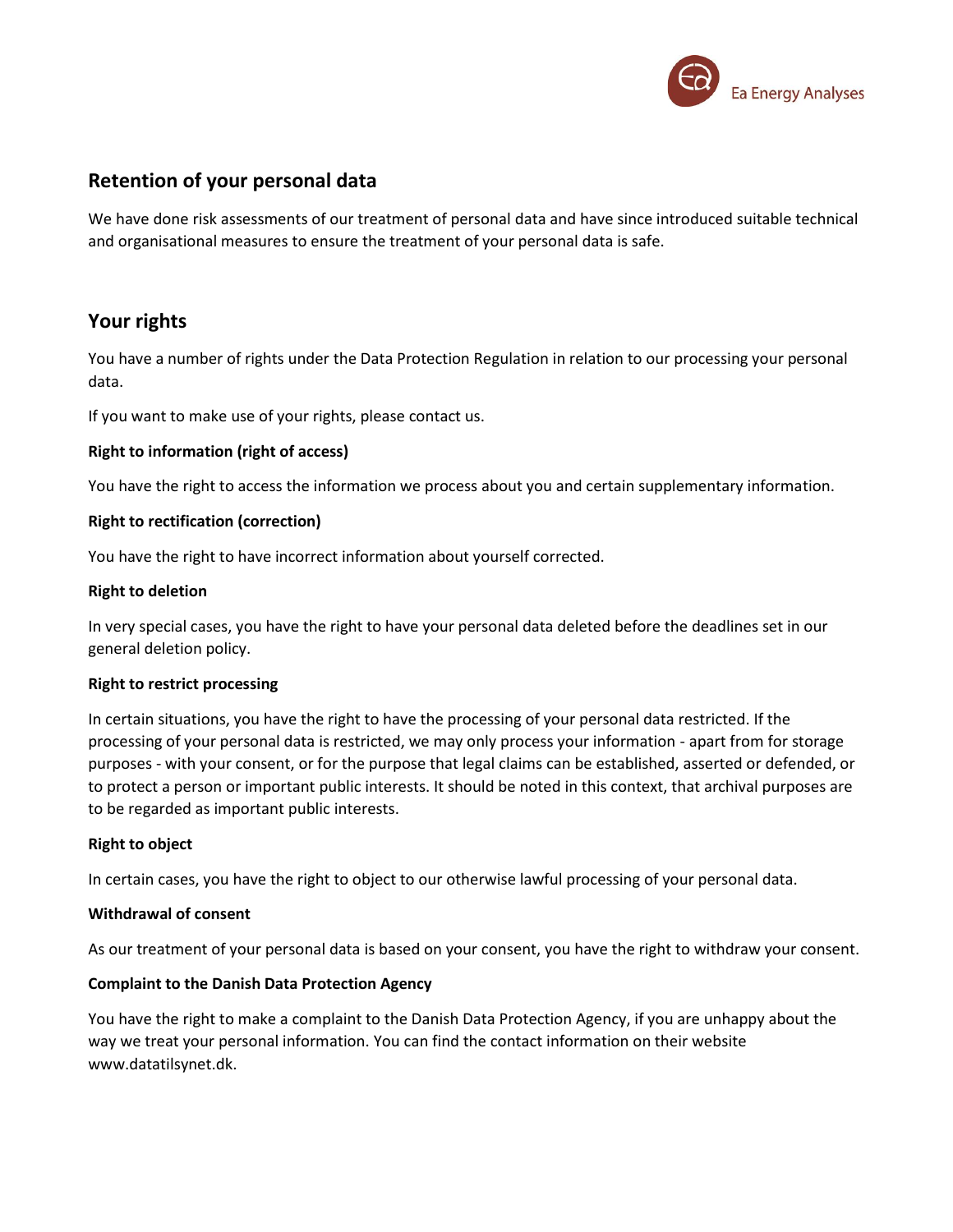## Retention of your personal data

We have done risk assessments of our treatment of personal data and have since introduced suitable technical and organisational measures to ensure the treatment of your personal data is safe.

## Your rights

You have a number of rights under the Data Protection Regulation in relation to our processing your personal data.

If you want to make use of your rights, please contact us.

**Right to information (right of access)**

You have the right to access the information we process about you and certain supplementary information.

**Right to rectification (correction)**

You have the right to have incorrect information about yourself corrected.

**Right to deletion**

In very special cases, you have the right to have your personal data deleted before the deadlines set in our general deletion policy.

**Right to restrict processing**

In certain situations, you have the right to have the processing of your personal data restricted. If the processing of your personal data is restricted, we may only process your information - apart from for storage purposes - with your consent, or for the purpose that legal claims can be established, asserted or defended, or to protect a person or important public interests. It should be noted in this context, that archival purposes are to be regarded as important public interests.

**Right to object**

In certain cases, you have the right to object to our otherwise lawful processing of your personal data.

**Withdrawal of consent**

As our treatment of your personal data is based on your consent, you have the right to withdraw your consent.

**Complaint to the Danish Data Protection Agency**

You have the right to make a complaint to the Danish Data Protection Agency, if you are unhappy about the way we treat your personal information. You can find the contact information on their website www.datatilsynet.dk.